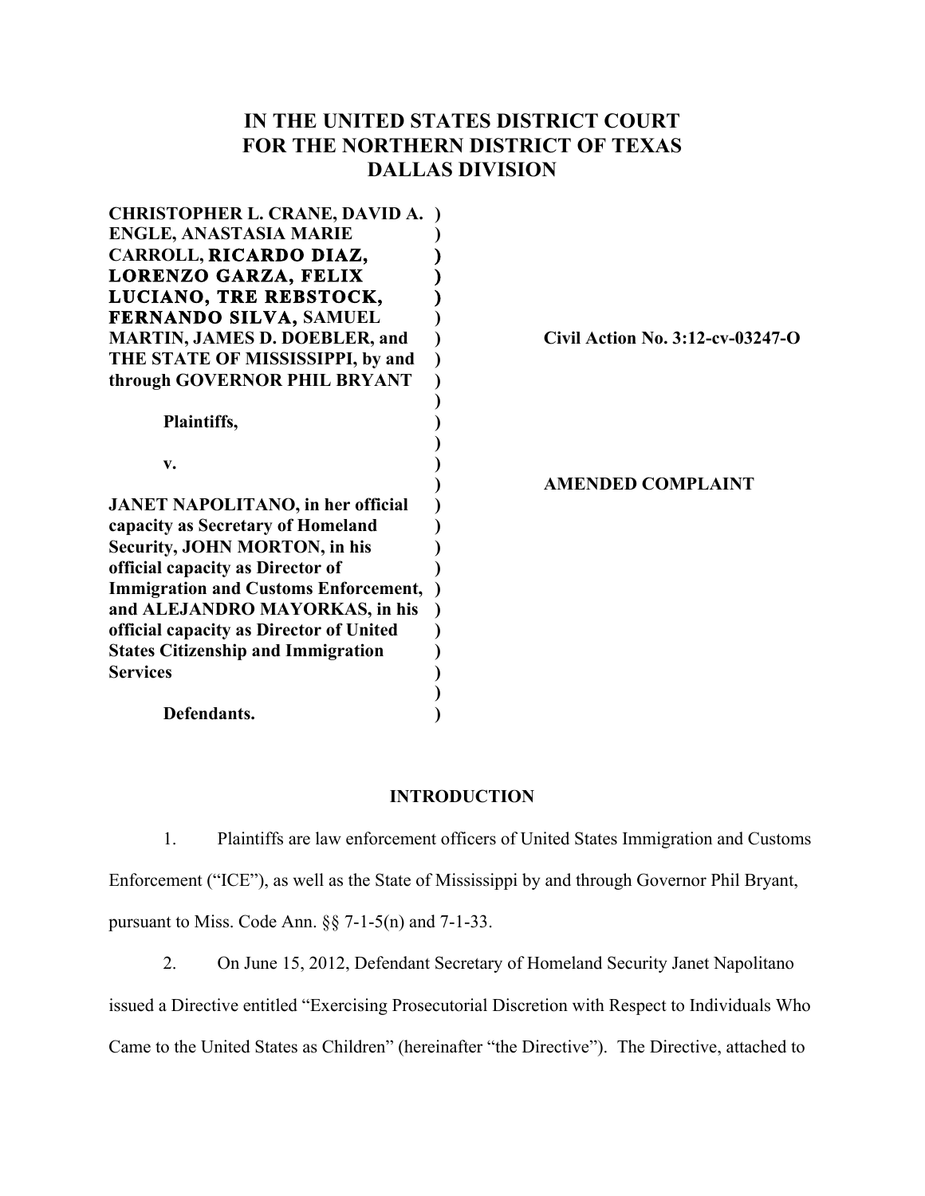# IN THE UNITED STATES DISTRICT COURT FOR THE NORTHERN DISTRICT OF TEXAS DALLAS DIVISION

**CHRISTOPHER L. CRANE, DAVID A. ENGLE, ANASTASIA MARIE CARROLL, RICARDO DIAZ, LORENZO GARZA, FELIX LUCIANO, TRE REBSTOCK, FERNANDO SILVA, SAMUEL MARTIN, JAMES D. DOEBLER, and THE STATE OF MISSISSIPPI, by and through GOVERNOR PHIL BRYANT**

**Plaintiffs,**

**v.**

**JANET NAPOLITANO, in her official capacity as Secretary of Homeland Security, JOHN MORTON, in his official capacity as Director of Immigration and Customs Enforcement, and ALEJANDRO MAYORKAS, in his official capacity as Director of United States Citizenship and Immigration Services**

**Defendants.**

**Civil Action No. 3:12-cv-03247-O**

**AMENDED COMPLAINT**

## INTRODUCTION

1. Plaintiffs are law enforcement officers of United States Immigration and Customs Enforcement ("ICE"), as well as the State of Mississippi by and through Governor Phil Bryant, pursuant to Miss. Code Ann. §§ 7-1-5(n) and 7-1-33.

2. On June 15, 2012, Defendant Secretary of Homeland Security Janet Napolitano issued a Directive entitled "Exercising Prosecutorial Discretion with Respect to Individuals Who Came to the United States as Children" (hereinafter "the Directive"). The Directive, attached to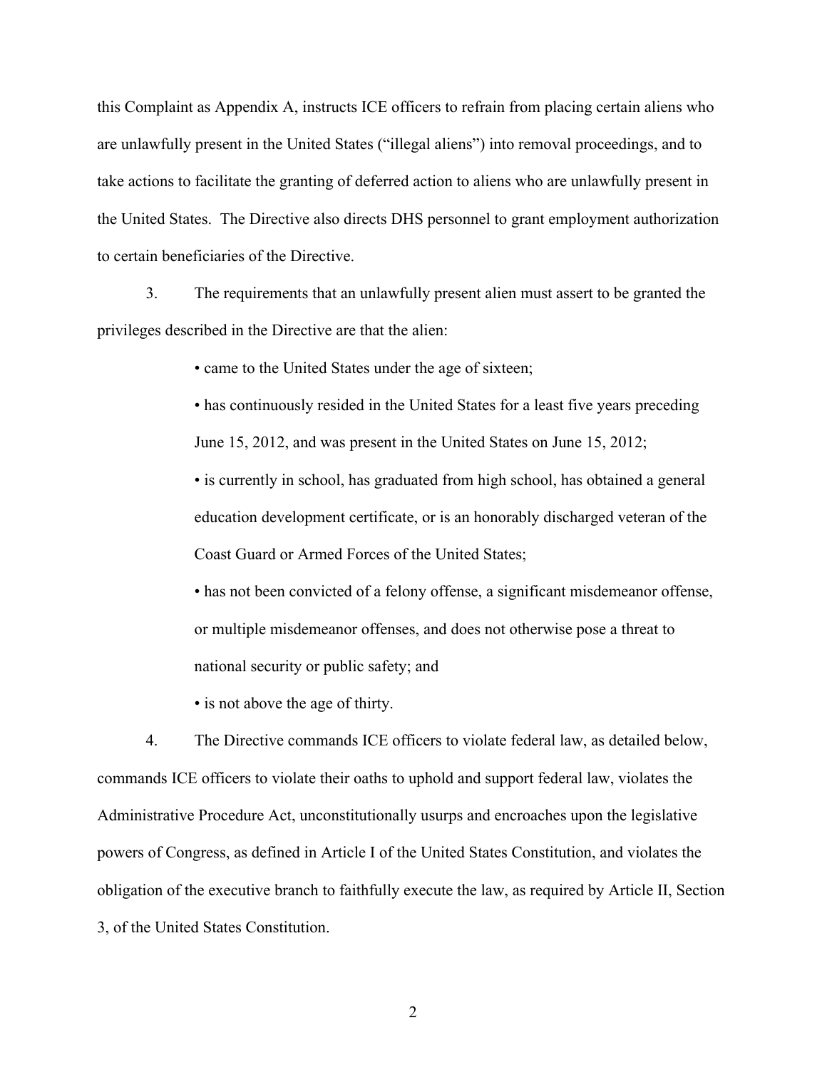this Complaint as Appendix A, instructs ICE officers to refrain from placing certain aliens who are unlawfully present in the United States ("illegal aliens") into removal proceedings, and to take actions to facilitate the granting of deferred action to aliens who are unlawfully present in the United States. The Directive also directs DHS personnel to grant employment authorization to certain beneficiaries of the Directive.

3. The requirements that an unlawfully present alien must assert to be granted the privileges described in the Directive are that the alien:

- came to the United States under the age of sixteen;
- has continuously resided in the United States for a least five years preceding June 15, 2012, and was present in the United States on June 15, 2012;
- is currently in school, has graduated from high school, has obtained a general education development certificate, or is an honorably discharged veteran of the Coast Guard or Armed Forces of the United States;
- has not been convicted of a felony offense, a significant misdemeanor offense, or multiple misdemeanor offenses, and does not otherwise pose a threat to national security or public safety; and
- is not above the age of thirty.

4. The Directive commands ICE officers to violate federal law, as detailed below, commands ICE officers to violate their oaths to uphold and support federal law, violates the Administrative Procedure Act, unconstitutionally usurps and encroaches upon the legislative powers of Congress, as defined in Article I of the United States Constitution, and violates the obligation of the executive branch to faithfully execute the law, as required by Article II, Section 3, of the United States Constitution.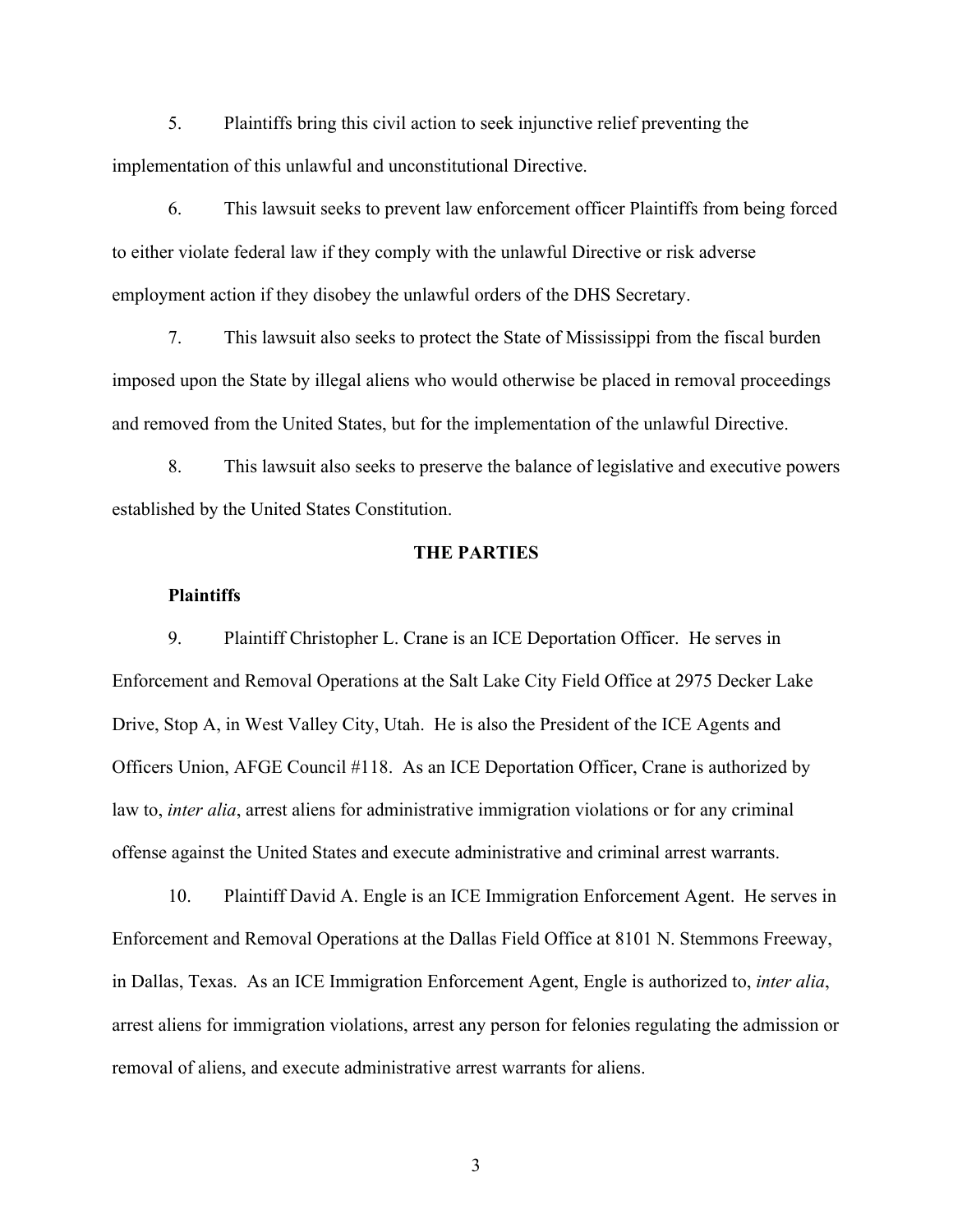5. Plaintiffs bring this civil action to seek injunctive relief preventing the implementation of this unlawful and unconstitutional Directive.

6. This lawsuit seeks to prevent law enforcement officer Plaintiffs from being forced to either violate federal law if they comply with the unlawful Directive or risk adverse employment action if they disobey the unlawful orders of the DHS Secretary.

7. This lawsuit also seeks to protect the State of Mississippi from the fiscal burden imposed upon the State by illegal aliens who would otherwise be placed in removal proceedings and removed from the United States, but for the implementation of the unlawful Directive.

8. This lawsuit also seeks to preserve the balance of legislative and executive powers established by the United States Constitution.

## THE PARTIES

### Plaintiffs

9. Plaintiff Christopher L. Crane is an ICE Deportation Officer. He serves in Enforcement and Removal Operations at the Salt Lake City Field Office at 2975 Decker Lake Drive, Stop A, in West Valley City, Utah. He is also the President of the ICE Agents and Officers Union, AFGE Council #118. As an ICE Deportation Officer, Crane is authorized by law to, *inter alia*, arrest aliens for administrative immigration violations or for any criminal offense against the United States and execute administrative and criminal arrest warrants.

10. Plaintiff David A. Engle is an ICE Immigration Enforcement Agent. He serves in Enforcement and Removal Operations at the Dallas Field Office at 8101 N. Stemmons Freeway, in Dallas, Texas. As an ICE Immigration Enforcement Agent, Engle is authorized to, *inter alia*, arrest aliens for immigration violations, arrest any person for felonies regulating the admission or removal of aliens, and execute administrative arrest warrants for aliens.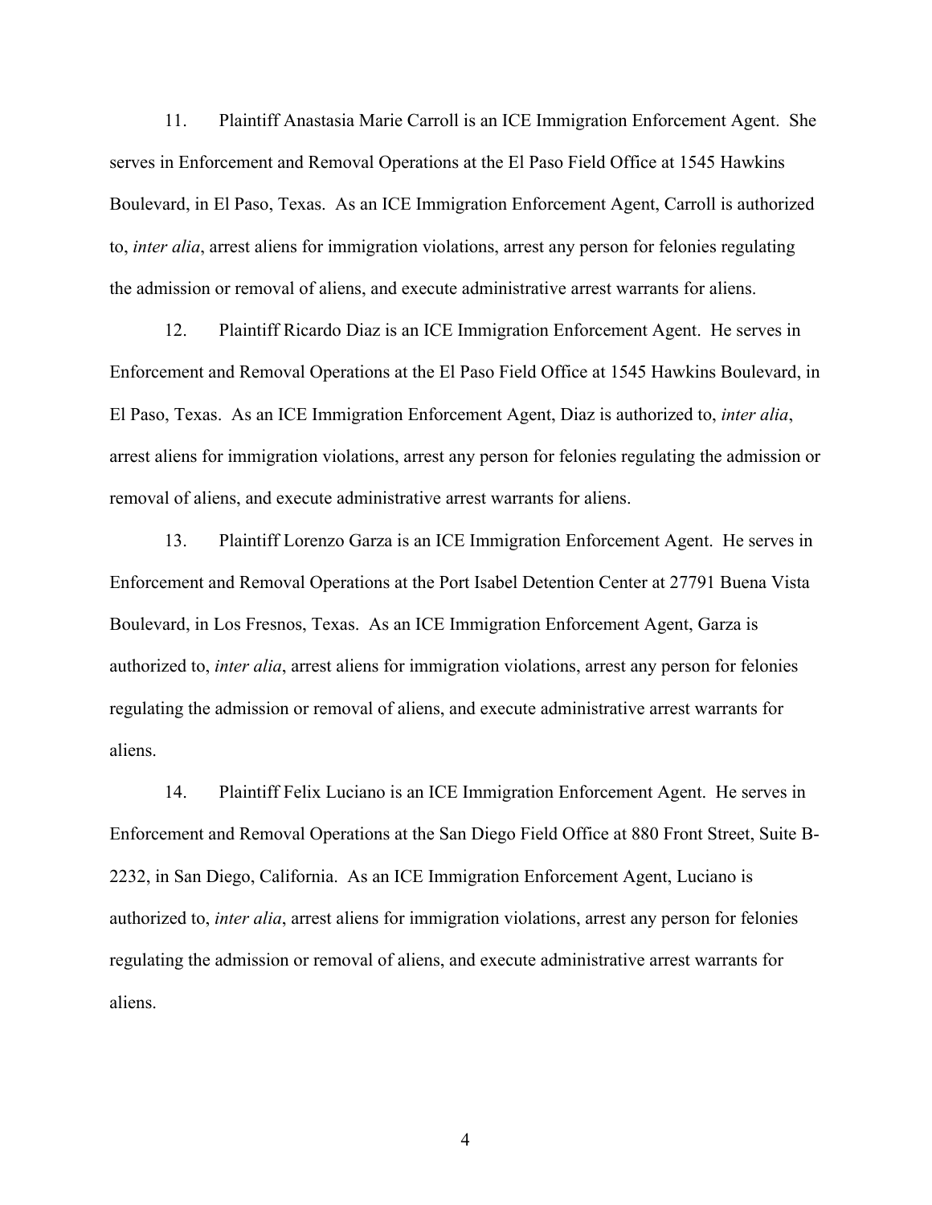11. Plaintiff Anastasia Marie Carroll is an ICE Immigration Enforcement Agent. She serves in Enforcement and Removal Operations at the El Paso Field Office at 1545 Hawkins Boulevard, in El Paso, Texas. As an ICE Immigration Enforcement Agent, Carroll is authorized to, *inter alia*, arrest aliens for immigration violations, arrest any person for felonies regulating the admission or removal of aliens, and execute administrative arrest warrants for aliens.

12. Plaintiff Ricardo Diaz is an ICE Immigration Enforcement Agent. He serves in Enforcement and Removal Operations at the El Paso Field Office at 1545 Hawkins Boulevard, in El Paso, Texas. As an ICE Immigration Enforcement Agent, Diaz is authorized to, *inter alia*, arrest aliens for immigration violations, arrest any person for felonies regulating the admission or removal of aliens, and execute administrative arrest warrants for aliens.

13. Plaintiff Lorenzo Garza is an ICE Immigration Enforcement Agent. He serves in Enforcement and Removal Operations at the Port Isabel Detention Center at 27791 Buena Vista Boulevard, in Los Fresnos, Texas. As an ICE Immigration Enforcement Agent, Garza is authorized to, *inter alia*, arrest aliens for immigration violations, arrest any person for felonies regulating the admission or removal of aliens, and execute administrative arrest warrants for aliens.

14. Plaintiff Felix Luciano is an ICE Immigration Enforcement Agent. He serves in Enforcement and Removal Operations at the San Diego Field Office at 880 Front Street, Suite B-2232, in San Diego, California. As an ICE Immigration Enforcement Agent, Luciano is authorized to, *inter alia*, arrest aliens for immigration violations, arrest any person for felonies regulating the admission or removal of aliens, and execute administrative arrest warrants for aliens.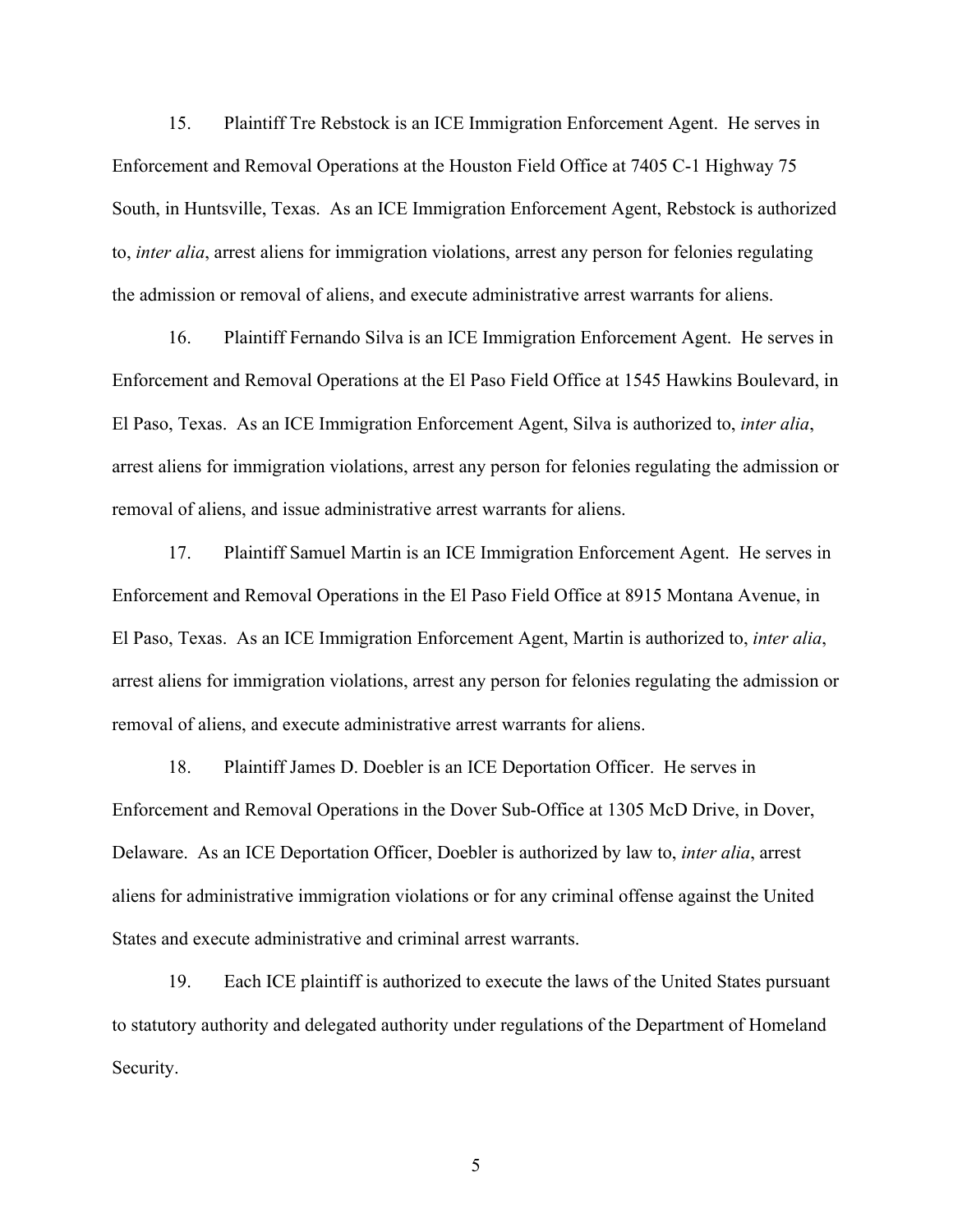15. Plaintiff Tre Rebstock is an ICE Immigration Enforcement Agent. He serves in Enforcement and Removal Operations at the Houston Field Office at 7405 C-1 Highway 75 South, in Huntsville, Texas. As an ICE Immigration Enforcement Agent, Rebstock is authorized to, *inter alia*, arrest aliens for immigration violations, arrest any person for felonies regulating the admission or removal of aliens, and execute administrative arrest warrants for aliens.

16. Plaintiff Fernando Silva is an ICE Immigration Enforcement Agent. He serves in Enforcement and Removal Operations at the El Paso Field Office at 1545 Hawkins Boulevard, in El Paso, Texas. As an ICE Immigration Enforcement Agent, Silva is authorized to, *inter alia*, arrest aliens for immigration violations, arrest any person for felonies regulating the admission or removal of aliens, and issue administrative arrest warrants for aliens.

17. Plaintiff Samuel Martin is an ICE Immigration Enforcement Agent. He serves in Enforcement and Removal Operations in the El Paso Field Office at 8915 Montana Avenue, in El Paso, Texas. As an ICE Immigration Enforcement Agent, Martin is authorized to, *inter alia*, arrest aliens for immigration violations, arrest any person for felonies regulating the admission or removal of aliens, and execute administrative arrest warrants for aliens.

18. Plaintiff James D. Doebler is an ICE Deportation Officer. He serves in Enforcement and Removal Operations in the Dover Sub-Office at 1305 McD Drive, in Dover, Delaware. As an ICE Deportation Officer, Doebler is authorized by law to, *inter alia*, arrest aliens for administrative immigration violations or for any criminal offense against the United States and execute administrative and criminal arrest warrants.

19. Each ICE plaintiff is authorized to execute the laws of the United States pursuant to statutory authority and delegated authority under regulations of the Department of Homeland Security.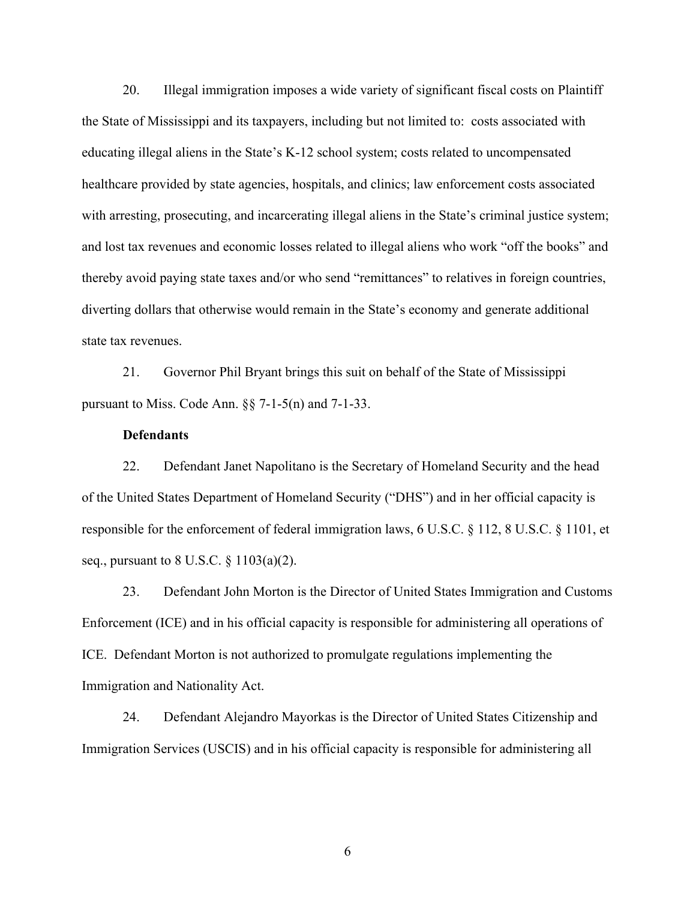20. Illegal immigration imposes a wide variety of significant fiscal costs on Plaintiff the State of Mississippi and its taxpayers, including but not limited to: costs associated with educating illegal aliens in the State's K-12 school system; costs related to uncompensated healthcare provided by state agencies, hospitals, and clinics; law enforcement costs associated with arresting, prosecuting, and incarcerating illegal aliens in the State's criminal justice system; and lost tax revenues and economic losses related to illegal aliens who work "off the books" and thereby avoid paying state taxes and/or who send "remittances" to relatives in foreign countries, diverting dollars that otherwise would remain in the State's economy and generate additional state tax revenues.

21. Governor Phil Bryant brings this suit on behalf of the State of Mississippi pursuant to Miss. Code Ann. §§ 7-1-5(n) and 7-1-33.

**Defendants**

22. Defendant Janet Napolitano is the Secretary of Homeland Security and the head of the United States Department of Homeland Security ("DHS") and in her official capacity is responsible for the enforcement of federal immigration laws, 6 U.S.C. § 112, 8 U.S.C. § 1101, et seq., pursuant to 8 U.S.C. § 1103(a)(2).

23. Defendant John Morton is the Director of United States Immigration and Customs Enforcement (ICE) and in his official capacity is responsible for administering all operations of ICE. Defendant Morton is not authorized to promulgate regulations implementing the Immigration and Nationality Act.

24. Defendant Alejandro Mayorkas is the Director of United States Citizenship and Immigration Services (USCIS) and in his official capacity is responsible for administering all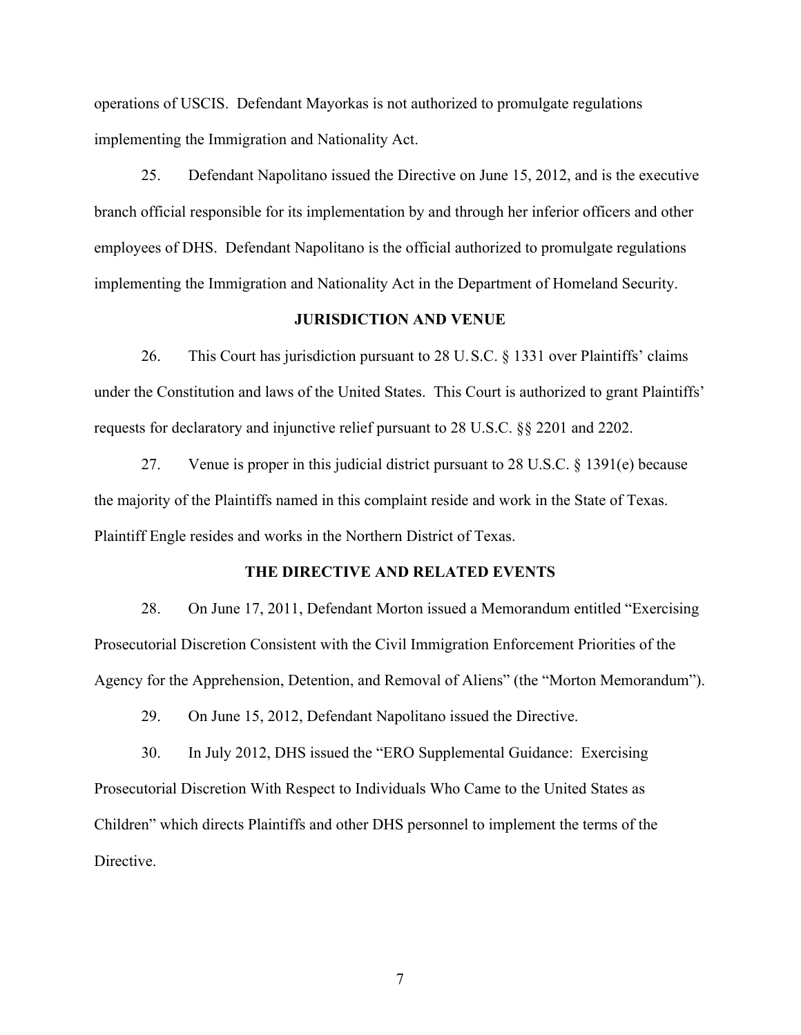operations of USCIS. Defendant Mayorkas is not authorized to promulgate regulations implementing the Immigration and Nationality Act.

25. Defendant Napolitano issued the Directive on June 15, 2012, and is the executive branch official responsible for its implementation by and through her inferior officers and other employees of DHS. Defendant Napolitano is the official authorized to promulgate regulations implementing the Immigration and Nationality Act in the Department of Homeland Security.

## JURISDICTION AND VENUE

26. This Court has jurisdiction pursuant to 28 U.S.C. § 1331 over Plaintiffs' claims under the Constitution and laws of the United States. This Court is authorized to grant Plaintiffs' requests for declaratory and injunctive relief pursuant to 28 U.S.C. §§ 2201 and 2202.

27. Venue is proper in this judicial district pursuant to 28 U.S.C. § 1391(e) because the majority of the Plaintiffs named in this complaint reside and work in the State of Texas. Plaintiff Engle resides and works in the Northern District of Texas.

## THE DIRECTIVE AND RELATED EVENTS

28. On June 17, 2011, Defendant Morton issued a Memorandum entitled "Exercising Prosecutorial Discretion Consistent with the Civil Immigration Enforcement Priorities of the Agency for the Apprehension, Detention, and Removal of Aliens" (the "Morton Memorandum").

29. On June 15, 2012, Defendant Napolitano issued the Directive.

30. In July 2012, DHS issued the "ERO Supplemental Guidance: Exercising Prosecutorial Discretion With Respect to Individuals Who Came to the United States as Children" which directs Plaintiffs and other DHS personnel to implement the terms of the Directive.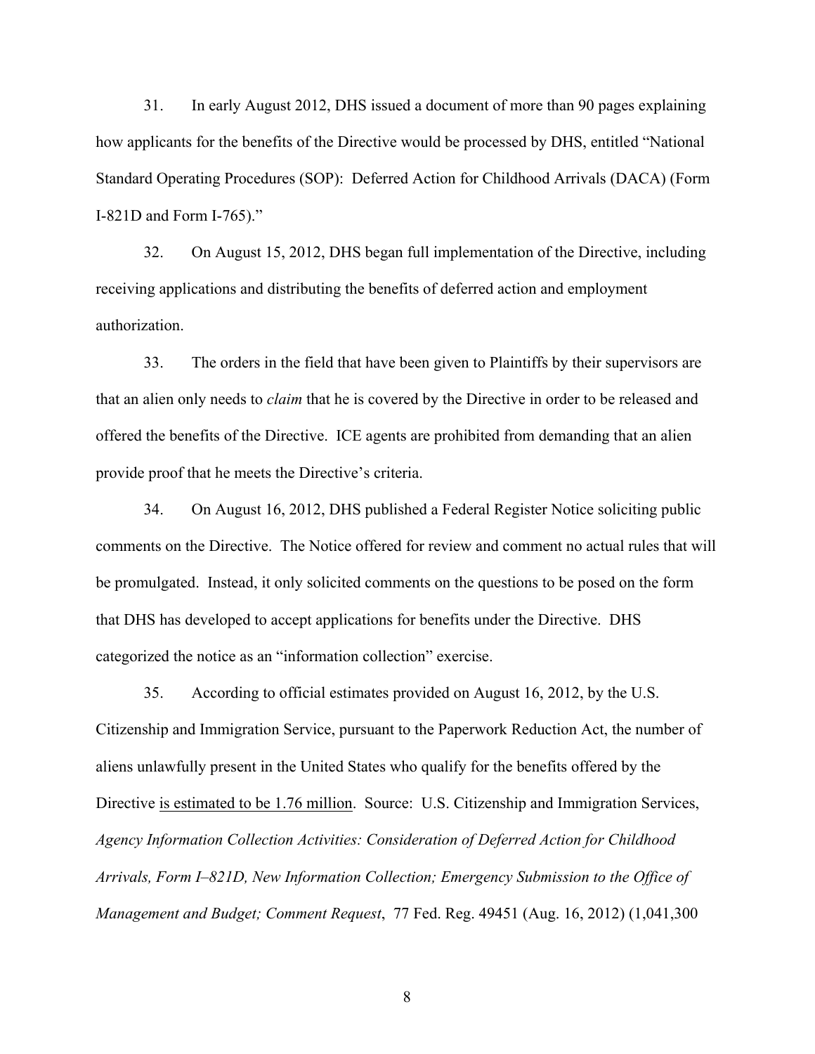31. In early August 2012, DHS issued a document of more than 90 pages explaining how applicants for the benefits of the Directive would be processed by DHS, entitled "National Standard Operating Procedures (SOP): Deferred Action for Childhood Arrivals (DACA) (Form I-821D and Form I-765)."

32. On August 15, 2012, DHS began full implementation of the Directive, including receiving applications and distributing the benefits of deferred action and employment authorization.

33. The orders in the field that have been given to Plaintiffs by their supervisors are that an alien only needs to *claim* that he is covered by the Directive in order to be released and offered the benefits of the Directive. ICE agents are prohibited from demanding that an alien provide proof that he meets the Directive's criteria.

34. On August 16, 2012, DHS published a Federal Register Notice soliciting public comments on the Directive. The Notice offered for review and comment no actual rules that will be promulgated. Instead, it only solicited comments on the questions to be posed on the form that DHS has developed to accept applications for benefits under the Directive. DHS categorized the notice as an "information collection" exercise.

35. According to official estimates provided on August 16, 2012, by the U.S. Citizenship and Immigration Service, pursuant to the Paperwork Reduction Act, the number of aliens unlawfully present in the United States who qualify for the benefits offered by the Directive <u>is estimated to be 1.76 million</u>. Source: U.S. Citizenship and Immigration Services, *Agency Information Collection Activities: Consideration of Deferred Action for Childhood Arrivals, Form I–821D, New Information Collection; Emergency Submission to the Office of Management and Budget; Comment Request*, 77 Fed. Reg. 49451 (Aug. 16, 2012) (1,041,300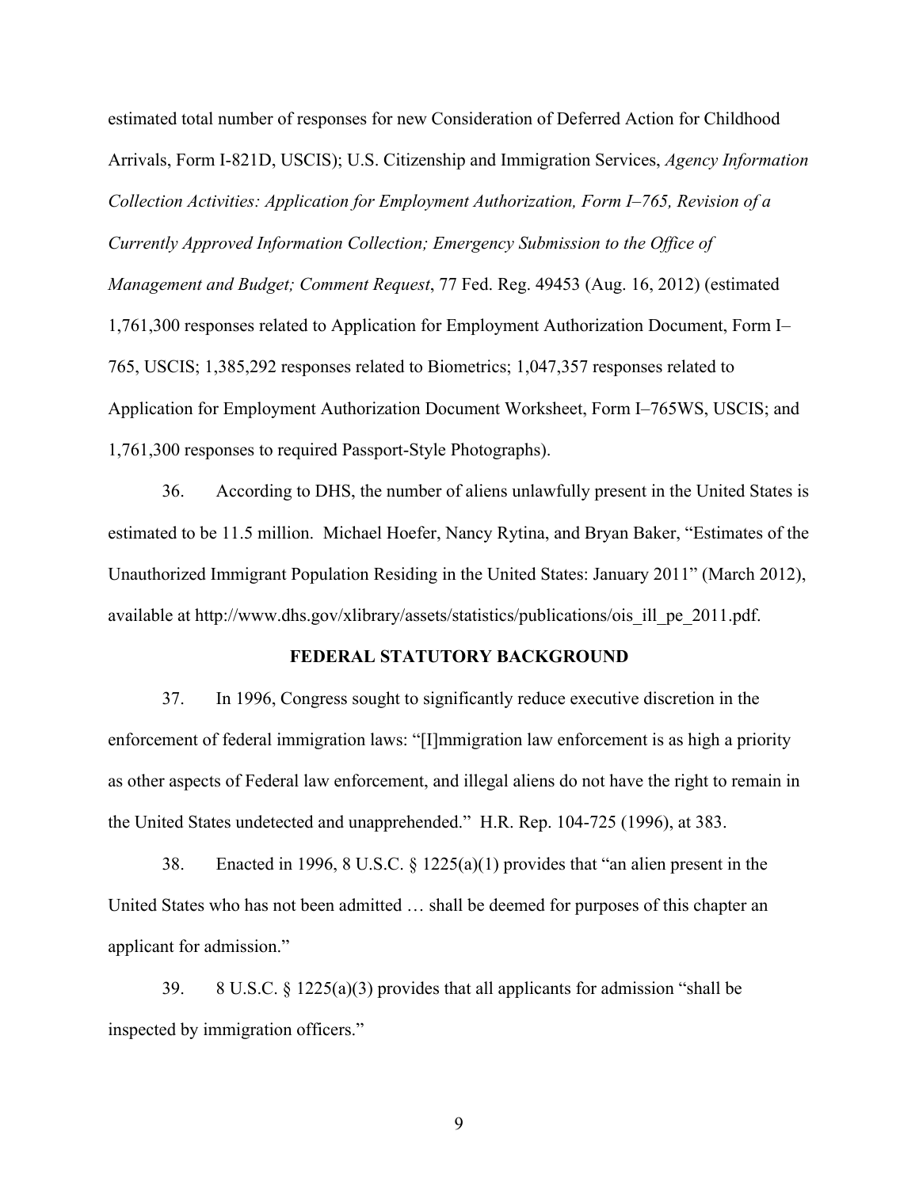estimated total number of responses for new Consideration of Deferred Action for Childhood Arrivals, Form I-821D, USCIS); U.S. Citizenship and Immigration Services, *Agency Information Collection Activities: Application for Employment Authorization, Form I–765, Revision of a Currently Approved Information Collection; Emergency Submission to the Office of Management and Budget; Comment Request*, 77 Fed. Reg. 49453 (Aug. 16, 2012) (estimated 1,761,300 responses related to Application for Employment Authorization Document, Form I–765, USCIS; 1,385,292 responses related to Biometrics; 1,047,357 responses related to Application for Employment Authorization Document Worksheet, Form I–765WS, USCIS; and 1,761,300 responses to required Passport-Style Photographs).

36. According to DHS, the number of aliens unlawfully present in the United States is estimated to be 11.5 million. Michael Hoefer, Nancy Rytina, and Bryan Baker, "Estimates of the Unauthorized Immigrant Population Residing in the United States: January 2011" (March 2012), available at http://www.dhs.gov/xlibrary/assets/statistics/publications/ois_ill_pe_2011.pdf.

## FEDERAL STATUTORY BACKGROUND

37. In 1996, Congress sought to significantly reduce executive discretion in the enforcement of federal immigration laws: "[I]mmigration law enforcement is as high a priority as other aspects of Federal law enforcement, and illegal aliens do not have the right to remain in the United States undetected and unapprehended." H.R. Rep. 104-725 (1996), at 383.

38. Enacted in 1996, 8 U.S.C. § 1225(a)(1) provides that "an alien present in the United States who has not been admitted … shall be deemed for purposes of this chapter an applicant for admission."

39. 8 U.S.C. § 1225(a)(3) provides that all applicants for admission "shall be inspected by immigration officers."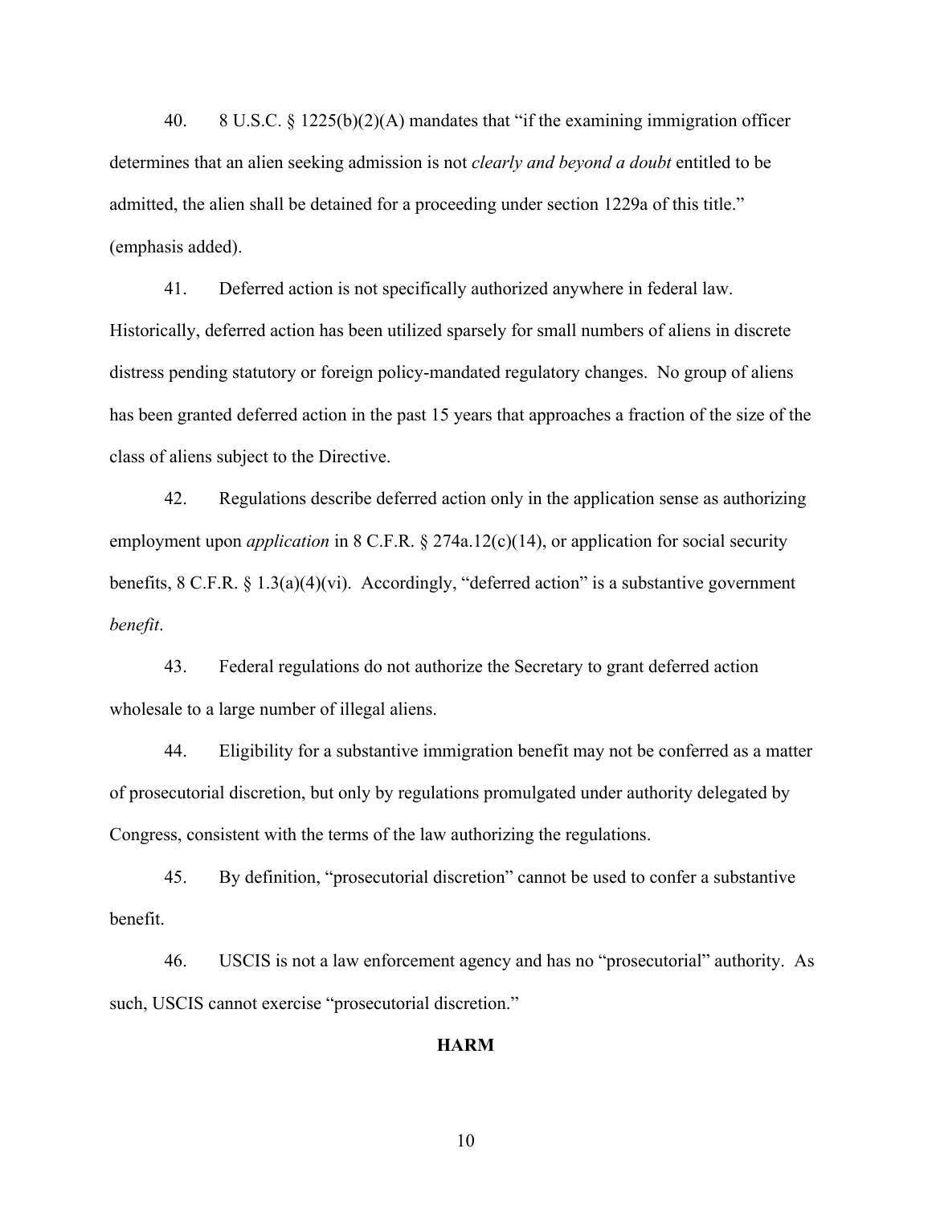40. 8 U.S.C. § 1225(b)(2)(A) mandates that "if the examining immigration officer determines that an alien seeking admission is not *clearly and beyond a doubt* entitled to be admitted, the alien shall be detained for a proceeding under section 1229a of this title." (emphasis added).

41. Deferred action is not specifically authorized anywhere in federal law. Historically, deferred action has been utilized sparsely for small numbers of aliens in discrete distress pending statutory or foreign policy-mandated regulatory changes. No group of aliens has been granted deferred action in the past 15 years that approaches a fraction of the size of the class of aliens subject to the Directive.

42. Regulations describe deferred action only in the application sense as authorizing employment upon *application* in 8 C.F.R. § 274a.12(c)(14), or application for social security benefits, 8 C.F.R. § 1.3(a)(4)(vi). Accordingly, "deferred action" is a substantive government *benefit*.

43. Federal regulations do not authorize the Secretary to grant deferred action wholesale to a large number of illegal aliens.

44. Eligibility for a substantive immigration benefit may not be conferred as a matter of prosecutorial discretion, but only by regulations promulgated under authority delegated by Congress, consistent with the terms of the law authorizing the regulations.

45. By definition, "prosecutorial discretion" cannot be used to confer a substantive benefit.

46. USCIS is not a law enforcement agency and has no "prosecutorial" authority. As such, USCIS cannot exercise "prosecutorial discretion."

## HARM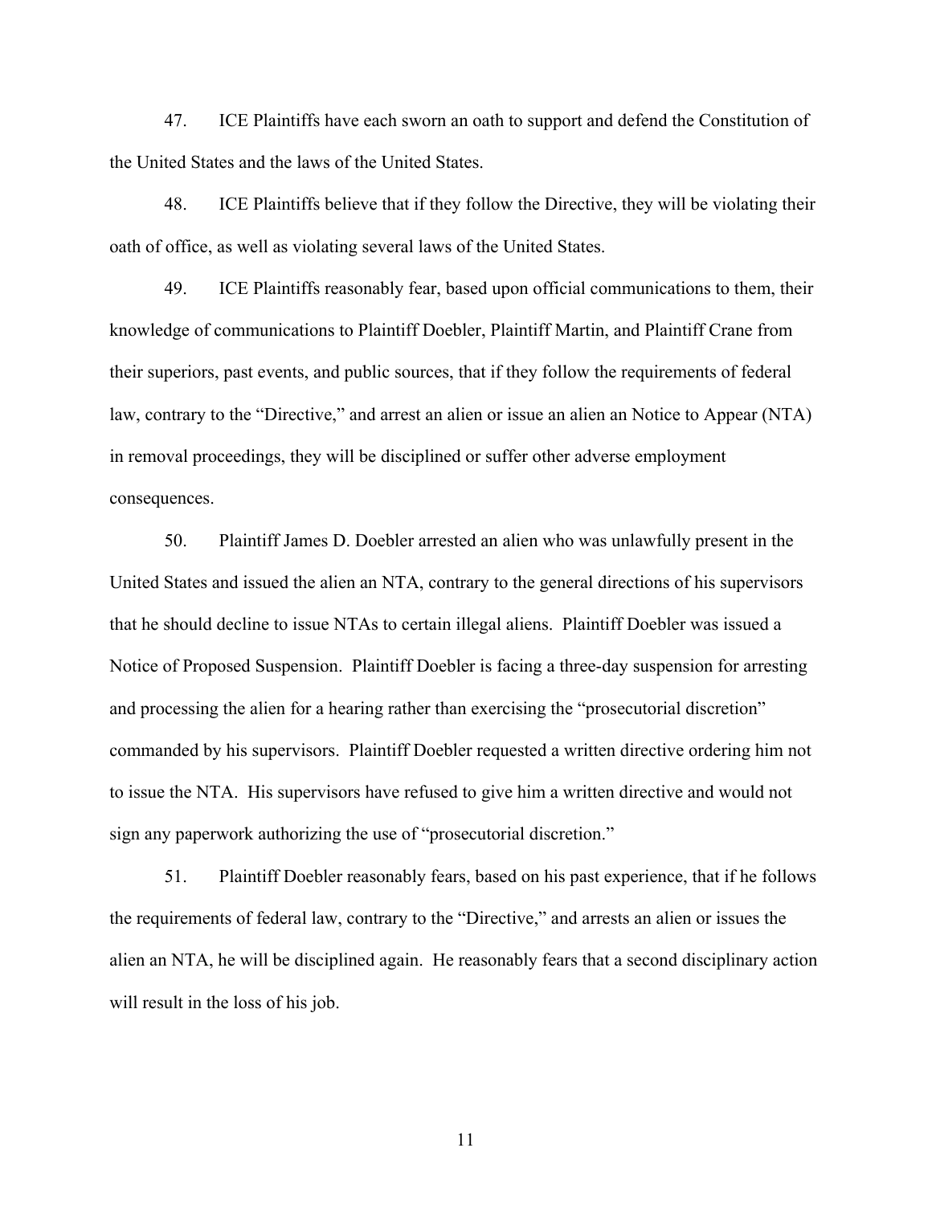47. ICE Plaintiffs have each sworn an oath to support and defend the Constitution of the United States and the laws of the United States.

48. ICE Plaintiffs believe that if they follow the Directive, they will be violating their oath of office, as well as violating several laws of the United States.

49. ICE Plaintiffs reasonably fear, based upon official communications to them, their knowledge of communications to Plaintiff Doebler, Plaintiff Martin, and Plaintiff Crane from their superiors, past events, and public sources, that if they follow the requirements of federal law, contrary to the "Directive," and arrest an alien or issue an alien an Notice to Appear (NTA) in removal proceedings, they will be disciplined or suffer other adverse employment consequences.

50. Plaintiff James D. Doebler arrested an alien who was unlawfully present in the United States and issued the alien an NTA, contrary to the general directions of his supervisors that he should decline to issue NTAs to certain illegal aliens. Plaintiff Doebler was issued a Notice of Proposed Suspension. Plaintiff Doebler is facing a three-day suspension for arresting and processing the alien for a hearing rather than exercising the "prosecutorial discretion" commanded by his supervisors. Plaintiff Doebler requested a written directive ordering him not to issue the NTA. His supervisors have refused to give him a written directive and would not sign any paperwork authorizing the use of "prosecutorial discretion."

51. Plaintiff Doebler reasonably fears, based on his past experience, that if he follows the requirements of federal law, contrary to the "Directive," and arrests an alien or issues the alien an NTA, he will be disciplined again. He reasonably fears that a second disciplinary action will result in the loss of his job.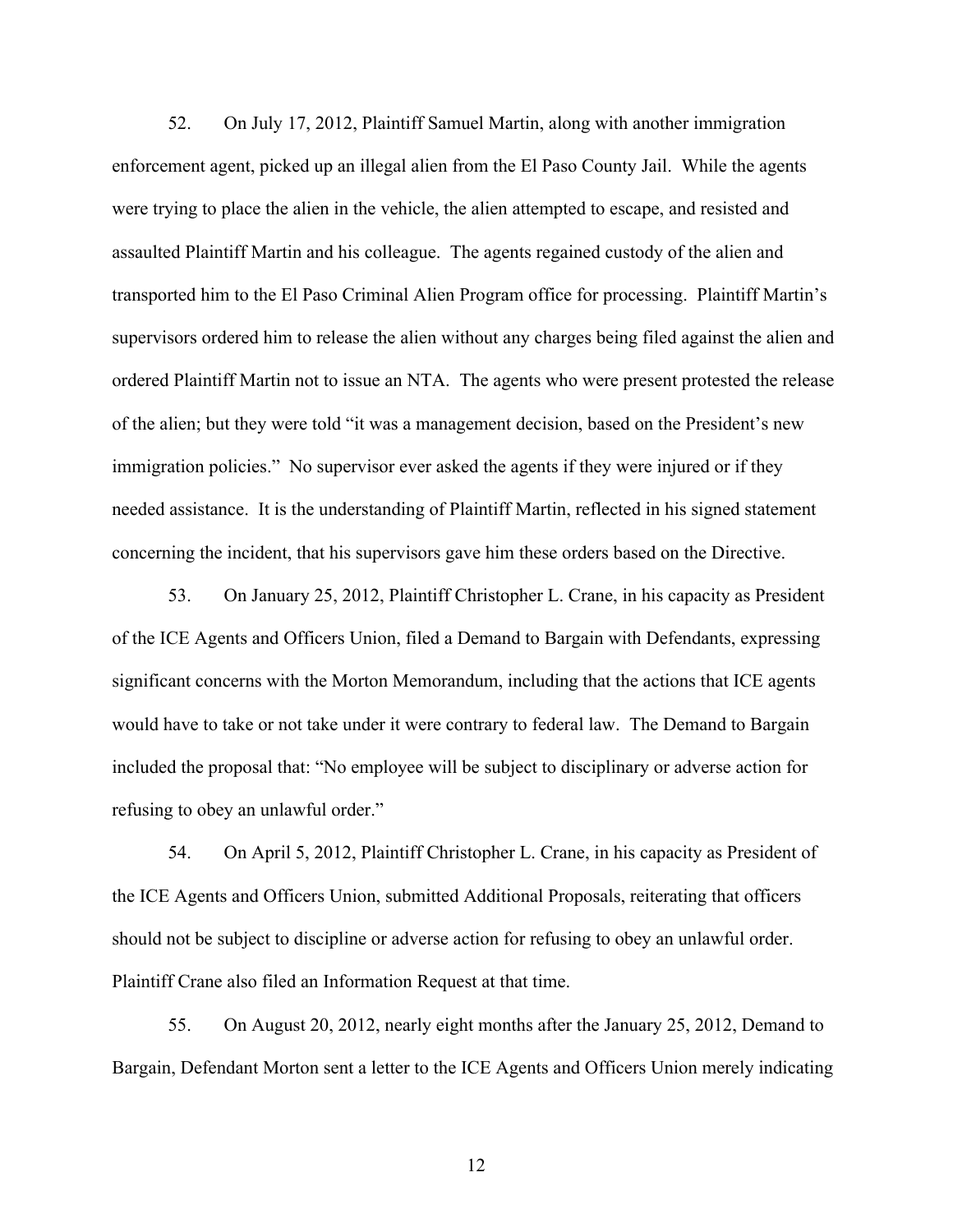52. On July 17, 2012, Plaintiff Samuel Martin, along with another immigration enforcement agent, picked up an illegal alien from the El Paso County Jail. While the agents were trying to place the alien in the vehicle, the alien attempted to escape, and resisted and assaulted Plaintiff Martin and his colleague. The agents regained custody of the alien and transported him to the El Paso Criminal Alien Program office for processing. Plaintiff Martin's supervisors ordered him to release the alien without any charges being filed against the alien and ordered Plaintiff Martin not to issue an NTA. The agents who were present protested the release of the alien; but they were told "it was a management decision, based on the President's new immigration policies." No supervisor ever asked the agents if they were injured or if they needed assistance. It is the understanding of Plaintiff Martin, reflected in his signed statement concerning the incident, that his supervisors gave him these orders based on the Directive.

53. On January 25, 2012, Plaintiff Christopher L. Crane, in his capacity as President of the ICE Agents and Officers Union, filed a Demand to Bargain with Defendants, expressing significant concerns with the Morton Memorandum, including that the actions that ICE agents would have to take or not take under it were contrary to federal law. The Demand to Bargain included the proposal that: "No employee will be subject to disciplinary or adverse action for refusing to obey an unlawful order."

54. On April 5, 2012, Plaintiff Christopher L. Crane, in his capacity as President of the ICE Agents and Officers Union, submitted Additional Proposals, reiterating that officers should not be subject to discipline or adverse action for refusing to obey an unlawful order. Plaintiff Crane also filed an Information Request at that time.

55. On August 20, 2012, nearly eight months after the January 25, 2012, Demand to Bargain, Defendant Morton sent a letter to the ICE Agents and Officers Union merely indicating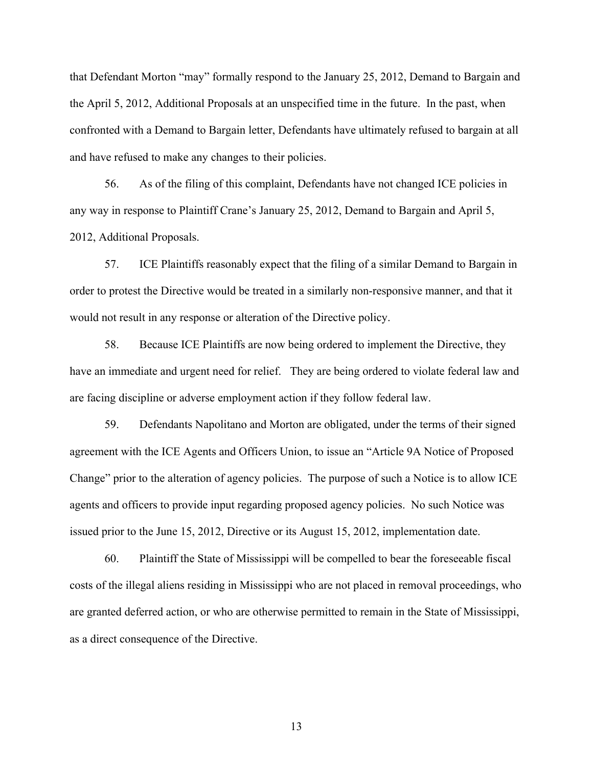that Defendant Morton "may" formally respond to the January 25, 2012, Demand to Bargain and the April 5, 2012, Additional Proposals at an unspecified time in the future. In the past, when confronted with a Demand to Bargain letter, Defendants have ultimately refused to bargain at all and have refused to make any changes to their policies.

56. As of the filing of this complaint, Defendants have not changed ICE policies in any way in response to Plaintiff Crane's January 25, 2012, Demand to Bargain and April 5, 2012, Additional Proposals.

57. ICE Plaintiffs reasonably expect that the filing of a similar Demand to Bargain in order to protest the Directive would be treated in a similarly non-responsive manner, and that it would not result in any response or alteration of the Directive policy.

58. Because ICE Plaintiffs are now being ordered to implement the Directive, they have an immediate and urgent need for relief. They are being ordered to violate federal law and are facing discipline or adverse employment action if they follow federal law.

59. Defendants Napolitano and Morton are obligated, under the terms of their signed agreement with the ICE Agents and Officers Union, to issue an "Article 9A Notice of Proposed Change" prior to the alteration of agency policies. The purpose of such a Notice is to allow ICE agents and officers to provide input regarding proposed agency policies. No such Notice was issued prior to the June 15, 2012, Directive or its August 15, 2012, implementation date.

60. Plaintiff the State of Mississippi will be compelled to bear the foreseeable fiscal costs of the illegal aliens residing in Mississippi who are not placed in removal proceedings, who are granted deferred action, or who are otherwise permitted to remain in the State of Mississippi, as a direct consequence of the Directive.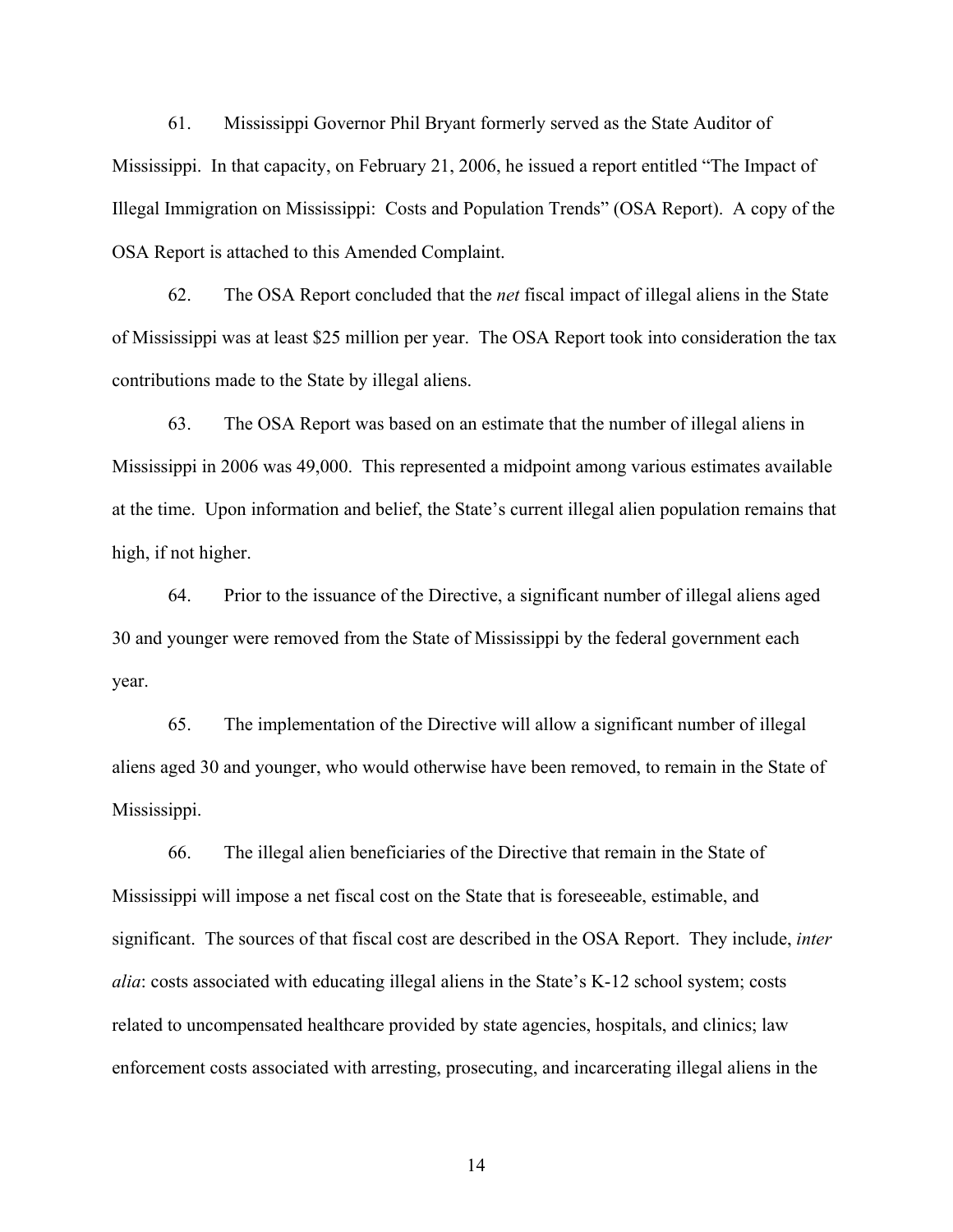61. Mississippi Governor Phil Bryant formerly served as the State Auditor of Mississippi. In that capacity, on February 21, 2006, he issued a report entitled "The Impact of Illegal Immigration on Mississippi: Costs and Population Trends" (OSA Report). A copy of the OSA Report is attached to this Amended Complaint.

62. The OSA Report concluded that the *net* fiscal impact of illegal aliens in the State of Mississippi was at least $25 million per year. The OSA Report took into consideration the tax contributions made to the State by illegal aliens.

63. The OSA Report was based on an estimate that the number of illegal aliens in Mississippi in 2006 was 49,000. This represented a midpoint among various estimates available at the time. Upon information and belief, the State's current illegal alien population remains that high, if not higher.

64. Prior to the issuance of the Directive, a significant number of illegal aliens aged 30 and younger were removed from the State of Mississippi by the federal government each year.

65. The implementation of the Directive will allow a significant number of illegal aliens aged 30 and younger, who would otherwise have been removed, to remain in the State of Mississippi.

66. The illegal alien beneficiaries of the Directive that remain in the State of Mississippi will impose a net fiscal cost on the State that is foreseeable, estimable, and significant. The sources of that fiscal cost are described in the OSA Report. They include, *inter alia*: costs associated with educating illegal aliens in the State's K-12 school system; costs related to uncompensated healthcare provided by state agencies, hospitals, and clinics; law enforcement costs associated with arresting, prosecuting, and incarcerating illegal aliens in the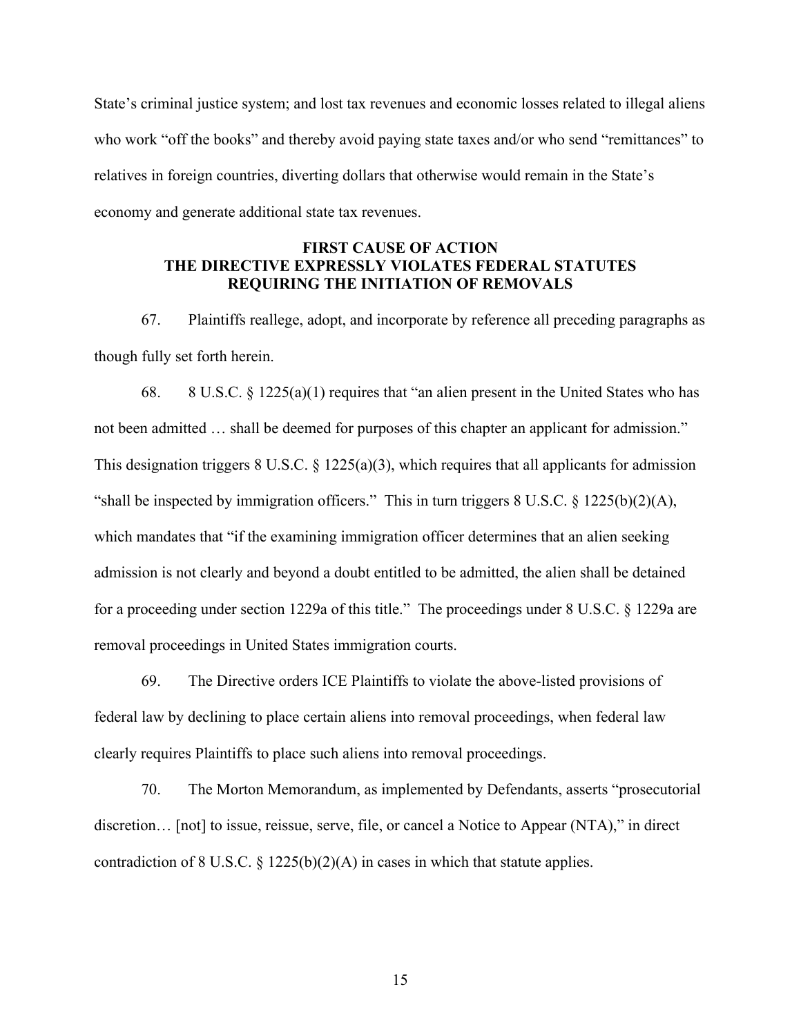State's criminal justice system; and lost tax revenues and economic losses related to illegal aliens who work "off the books" and thereby avoid paying state taxes and/or who send "remittances" to relatives in foreign countries, diverting dollars that otherwise would remain in the State's economy and generate additional state tax revenues.

## FIRST CAUSE OF ACTION
## THE DIRECTIVE EXPRESSLY VIOLATES FEDERAL STATUTES REQUIRING THE INITIATION OF REMOVALS

67. Plaintiffs reallege, adopt, and incorporate by reference all preceding paragraphs as though fully set forth herein.

68. 8 U.S.C. § 1225(a)(1) requires that "an alien present in the United States who has not been admitted … shall be deemed for purposes of this chapter an applicant for admission." This designation triggers 8 U.S.C. § 1225(a)(3), which requires that all applicants for admission "shall be inspected by immigration officers." This in turn triggers 8 U.S.C. § 1225(b)(2)(A), which mandates that "if the examining immigration officer determines that an alien seeking admission is not clearly and beyond a doubt entitled to be admitted, the alien shall be detained for a proceeding under section 1229a of this title." The proceedings under 8 U.S.C. § 1229a are removal proceedings in United States immigration courts.

69. The Directive orders ICE Plaintiffs to violate the above-listed provisions of federal law by declining to place certain aliens into removal proceedings, when federal law clearly requires Plaintiffs to place such aliens into removal proceedings.

70. The Morton Memorandum, as implemented by Defendants, asserts "prosecutorial discretion… [not] to issue, reissue, serve, file, or cancel a Notice to Appear (NTA)," in direct contradiction of 8 U.S.C. § 1225(b)(2)(A) in cases in which that statute applies.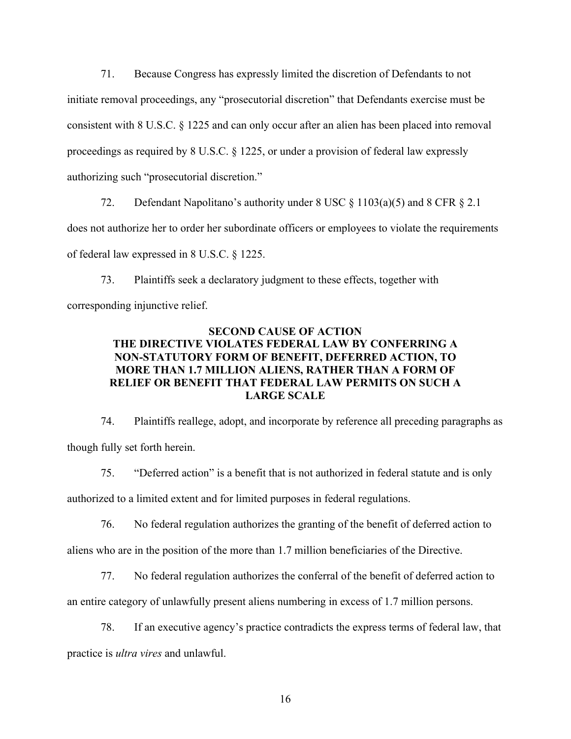71. Because Congress has expressly limited the discretion of Defendants to not initiate removal proceedings, any "prosecutorial discretion" that Defendants exercise must be consistent with 8 U.S.C. § 1225 and can only occur after an alien has been placed into removal proceedings as required by 8 U.S.C. § 1225, or under a provision of federal law expressly authorizing such "prosecutorial discretion."

72. Defendant Napolitano's authority under 8 USC § 1103(a)(5) and 8 CFR § 2.1 does not authorize her to order her subordinate officers or employees to violate the requirements of federal law expressed in 8 U.S.C. § 1225.

73. Plaintiffs seek a declaratory judgment to these effects, together with corresponding injunctive relief.

## SECOND CAUSE OF ACTION
## THE DIRECTIVE VIOLATES FEDERAL LAW BY CONFERRING A NON-STATUTORY FORM OF BENEFIT, DEFERRED ACTION, TO MORE THAN 1.7 MILLION ALIENS, RATHER THAN A FORM OF RELIEF OR BENEFIT THAT FEDERAL LAW PERMITS ON SUCH A LARGE SCALE

74. Plaintiffs reallege, adopt, and incorporate by reference all preceding paragraphs as though fully set forth herein.

75. "Deferred action" is a benefit that is not authorized in federal statute and is only authorized to a limited extent and for limited purposes in federal regulations.

76. No federal regulation authorizes the granting of the benefit of deferred action to aliens who are in the position of the more than 1.7 million beneficiaries of the Directive.

77. No federal regulation authorizes the conferral of the benefit of deferred action to an entire category of unlawfully present aliens numbering in excess of 1.7 million persons.

78. If an executive agency's practice contradicts the express terms of federal law, that practice is *ultra vires* and unlawful.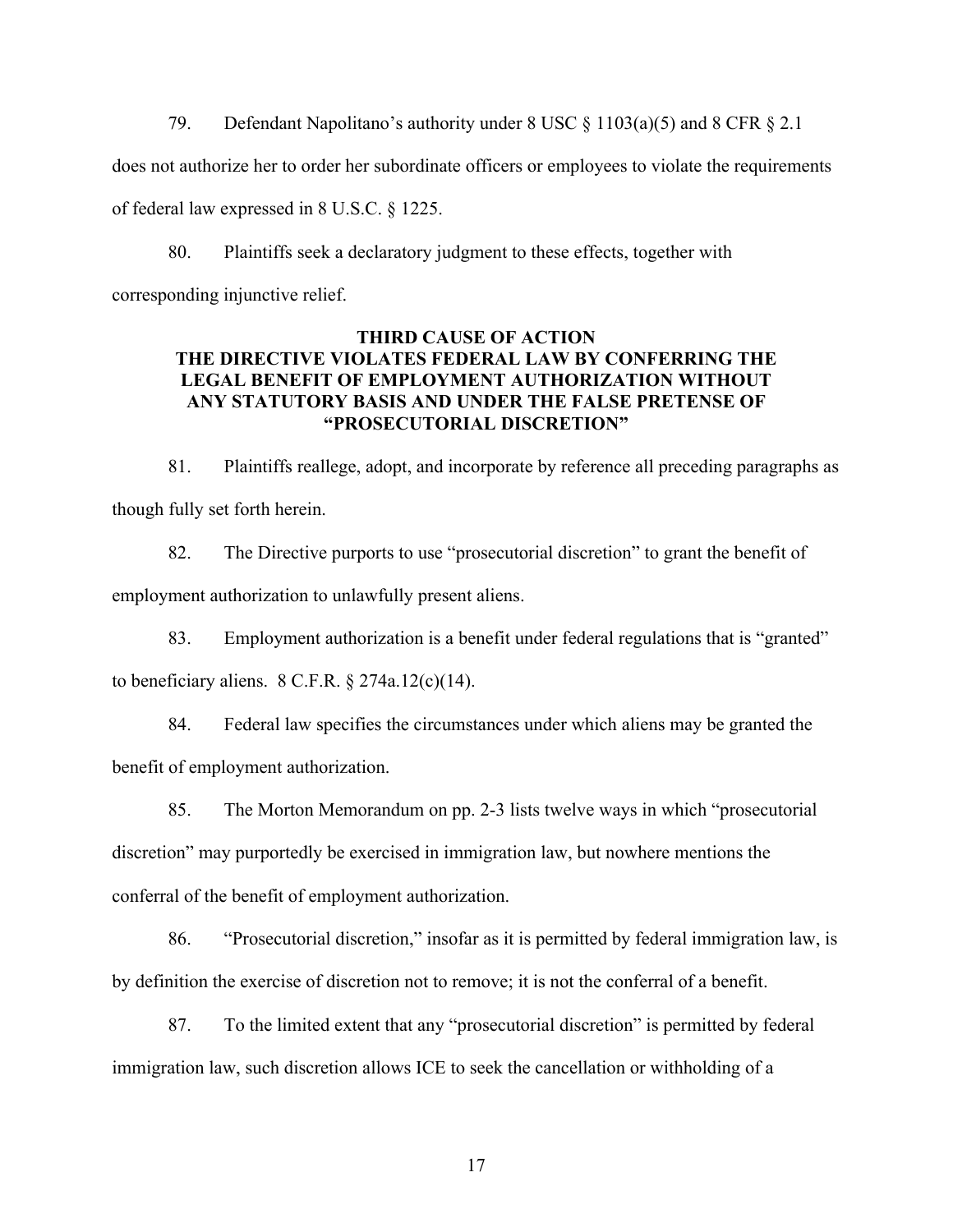79. Defendant Napolitano's authority under 8 USC § 1103(a)(5) and 8 CFR § 2.1 does not authorize her to order her subordinate officers or employees to violate the requirements of federal law expressed in 8 U.S.C. § 1225.

80. Plaintiffs seek a declaratory judgment to these effects, together with corresponding injunctive relief.

### THIRD CAUSE OF ACTION
### THE DIRECTIVE VIOLATES FEDERAL LAW BY CONFERRING THE LEGAL BENEFIT OF EMPLOYMENT AUTHORIZATION WITHOUT ANY STATUTORY BASIS AND UNDER THE FALSE PRETENSE OF "PROSECUTORIAL DISCRETION"

81. Plaintiffs reallege, adopt, and incorporate by reference all preceding paragraphs as though fully set forth herein.

82. The Directive purports to use "prosecutorial discretion" to grant the benefit of employment authorization to unlawfully present aliens.

83. Employment authorization is a benefit under federal regulations that is "granted" to beneficiary aliens. 8 C.F.R. § 274a.12(c)(14).

84. Federal law specifies the circumstances under which aliens may be granted the benefit of employment authorization.

85. The Morton Memorandum on pp. 2-3 lists twelve ways in which "prosecutorial discretion" may purportedly be exercised in immigration law, but nowhere mentions the conferral of the benefit of employment authorization.

86. "Prosecutorial discretion," insofar as it is permitted by federal immigration law, is by definition the exercise of discretion not to remove; it is not the conferral of a benefit.

87. To the limited extent that any "prosecutorial discretion" is permitted by federal immigration law, such discretion allows ICE to seek the cancellation or withholding of a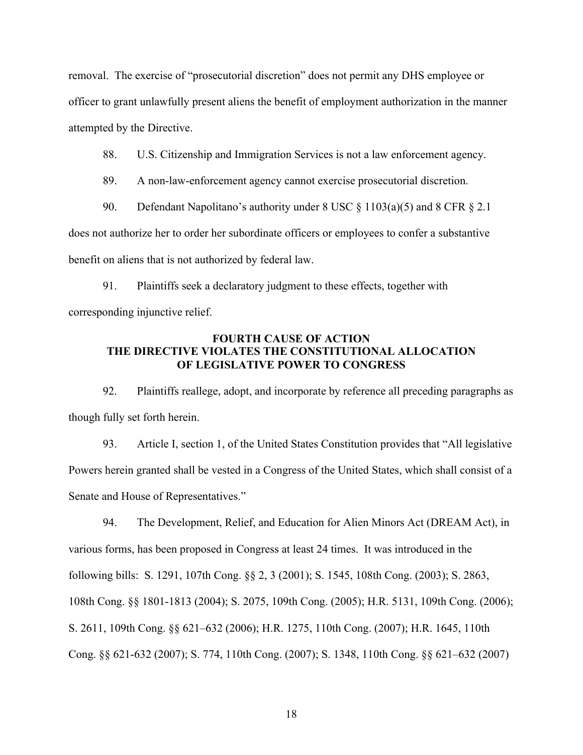removal. The exercise of "prosecutorial discretion" does not permit any DHS employee or officer to grant unlawfully present aliens the benefit of employment authorization in the manner attempted by the Directive.

88. U.S. Citizenship and Immigration Services is not a law enforcement agency.

89. A non-law-enforcement agency cannot exercise prosecutorial discretion.

90. Defendant Napolitano's authority under 8 USC § 1103(a)(5) and 8 CFR § 2.1 does not authorize her to order her subordinate officers or employees to confer a substantive benefit on aliens that is not authorized by federal law.

91. Plaintiffs seek a declaratory judgment to these effects, together with corresponding injunctive relief.

## FOURTH CAUSE OF ACTION
## THE DIRECTIVE VIOLATES THE CONSTITUTIONAL ALLOCATION OF LEGISLATIVE POWER TO CONGRESS

92. Plaintiffs reallege, adopt, and incorporate by reference all preceding paragraphs as though fully set forth herein.

93. Article I, section 1, of the United States Constitution provides that "All legislative Powers herein granted shall be vested in a Congress of the United States, which shall consist of a Senate and House of Representatives."

94. The Development, Relief, and Education for Alien Minors Act (DREAM Act), in various forms, has been proposed in Congress at least 24 times. It was introduced in the following bills: S. 1291, 107th Cong. §§ 2, 3 (2001); S. 1545, 108th Cong. (2003); S. 2863, 108th Cong. §§ 1801-1813 (2004); S. 2075, 109th Cong. (2005); H.R. 5131, 109th Cong. (2006); S. 2611, 109th Cong. §§ 621–632 (2006); H.R. 1275, 110th Cong. (2007); H.R. 1645, 110th Cong. §§ 621-632 (2007); S. 774, 110th Cong. (2007); S. 1348, 110th Cong. §§ 621–632 (2007)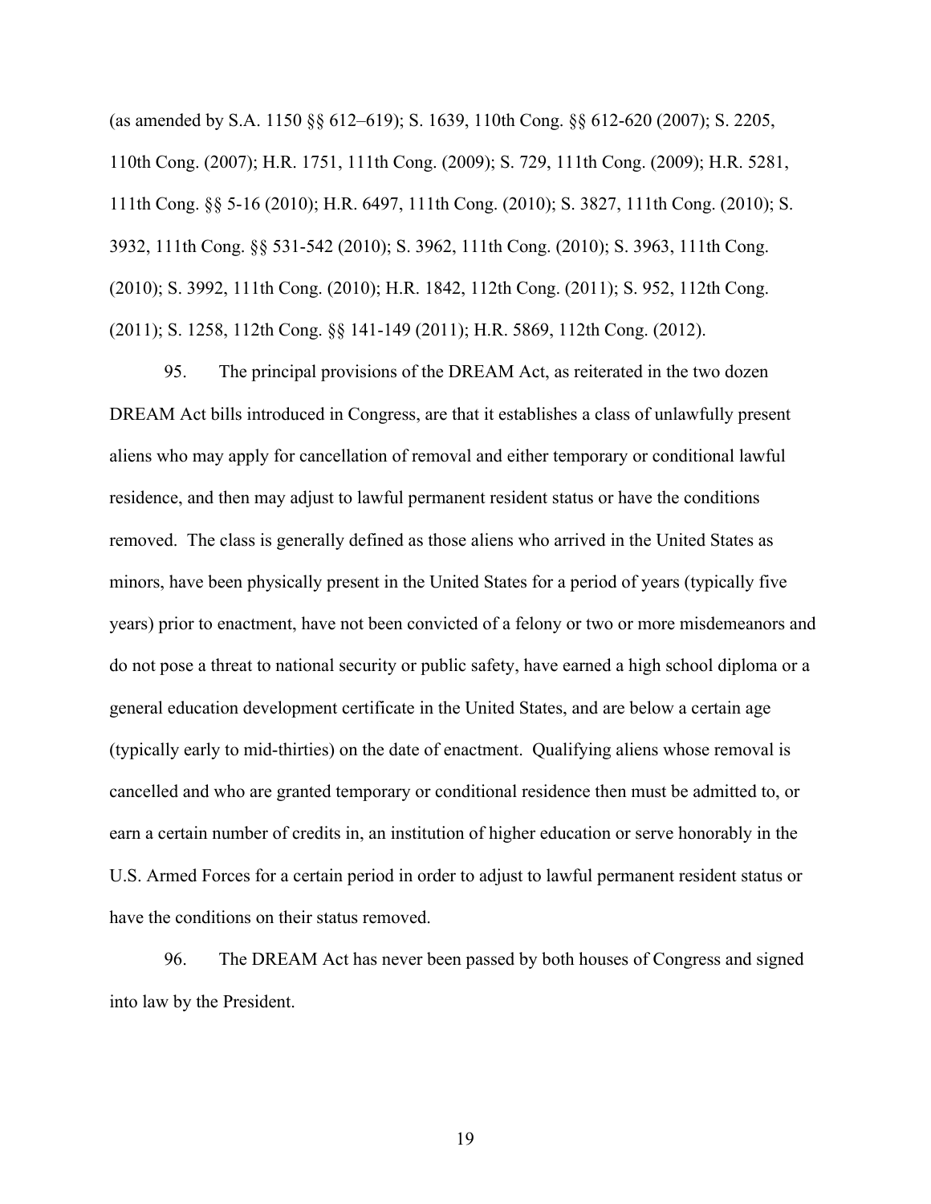(as amended by S.A. 1150 §§ 612–619); S. 1639, 110th Cong. §§ 612-620 (2007); S. 2205, 110th Cong. (2007); H.R. 1751, 111th Cong. (2009); S. 729, 111th Cong. (2009); H.R. 5281, 111th Cong. §§ 5-16 (2010); H.R. 6497, 111th Cong. (2010); S. 3827, 111th Cong. (2010); S. 3932, 111th Cong. §§ 531-542 (2010); S. 3962, 111th Cong. (2010); S. 3963, 111th Cong. (2010); S. 3992, 111th Cong. (2010); H.R. 1842, 112th Cong. (2011); S. 952, 112th Cong. (2011); S. 1258, 112th Cong. §§ 141-149 (2011); H.R. 5869, 112th Cong. (2012).

95. The principal provisions of the DREAM Act, as reiterated in the two dozen DREAM Act bills introduced in Congress, are that it establishes a class of unlawfully present aliens who may apply for cancellation of removal and either temporary or conditional lawful residence, and then may adjust to lawful permanent resident status or have the conditions removed. The class is generally defined as those aliens who arrived in the United States as minors, have been physically present in the United States for a period of years (typically five years) prior to enactment, have not been convicted of a felony or two or more misdemeanors and do not pose a threat to national security or public safety, have earned a high school diploma or a general education development certificate in the United States, and are below a certain age (typically early to mid-thirties) on the date of enactment. Qualifying aliens whose removal is cancelled and who are granted temporary or conditional residence then must be admitted to, or earn a certain number of credits in, an institution of higher education or serve honorably in the U.S. Armed Forces for a certain period in order to adjust to lawful permanent resident status or have the conditions on their status removed.

96. The DREAM Act has never been passed by both houses of Congress and signed into law by the President.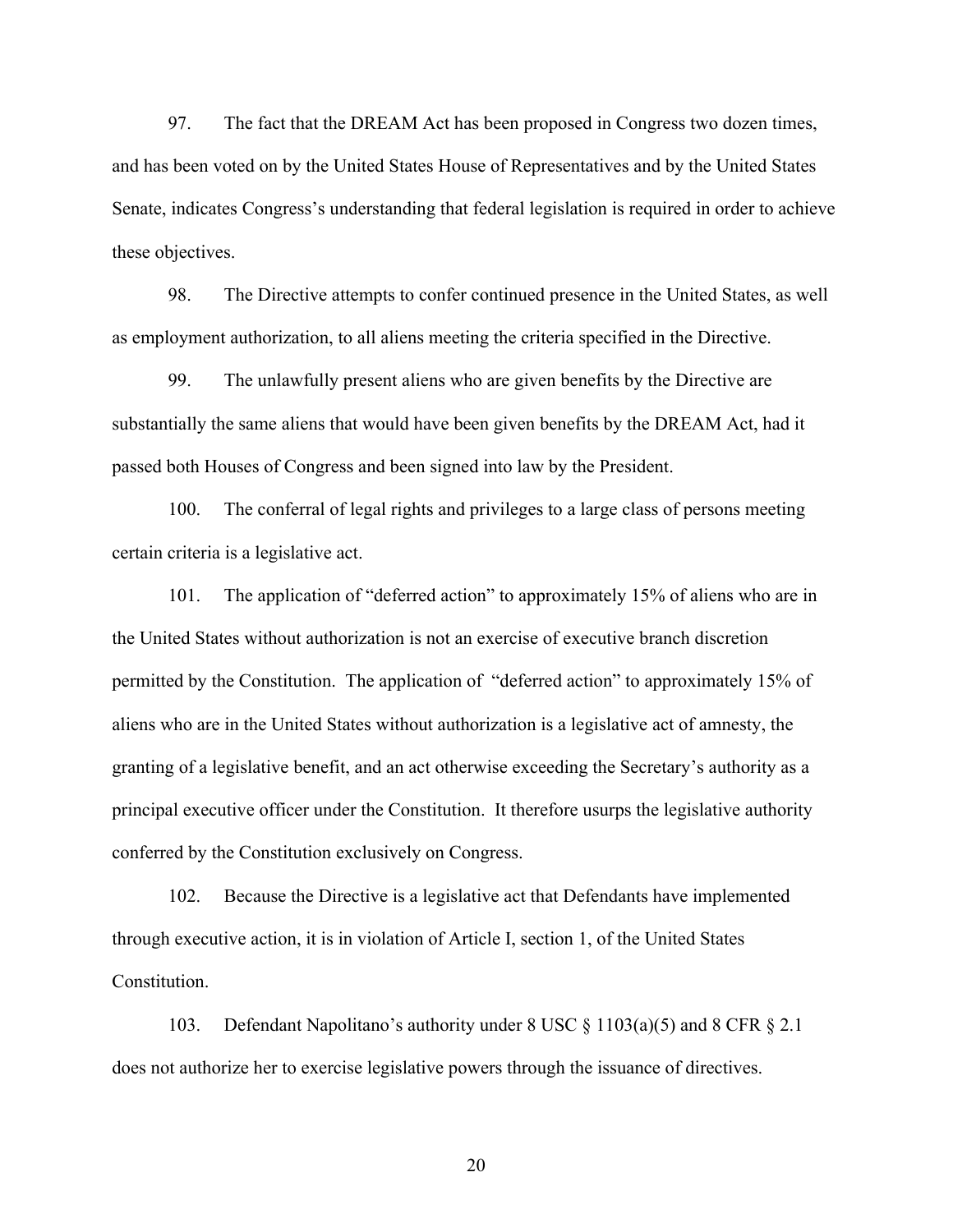97. The fact that the DREAM Act has been proposed in Congress two dozen times, and has been voted on by the United States House of Representatives and by the United States Senate, indicates Congress's understanding that federal legislation is required in order to achieve these objectives.

98. The Directive attempts to confer continued presence in the United States, as well as employment authorization, to all aliens meeting the criteria specified in the Directive.

99. The unlawfully present aliens who are given benefits by the Directive are substantially the same aliens that would have been given benefits by the DREAM Act, had it passed both Houses of Congress and been signed into law by the President.

100. The conferral of legal rights and privileges to a large class of persons meeting certain criteria is a legislative act.

101. The application of "deferred action" to approximately 15% of aliens who are in the United States without authorization is not an exercise of executive branch discretion permitted by the Constitution. The application of "deferred action" to approximately 15% of aliens who are in the United States without authorization is a legislative act of amnesty, the granting of a legislative benefit, and an act otherwise exceeding the Secretary's authority as a principal executive officer under the Constitution. It therefore usurps the legislative authority conferred by the Constitution exclusively on Congress.

102. Because the Directive is a legislative act that Defendants have implemented through executive action, it is in violation of Article I, section 1, of the United States Constitution.

103. Defendant Napolitano's authority under 8 USC § 1103(a)(5) and 8 CFR § 2.1 does not authorize her to exercise legislative powers through the issuance of directives.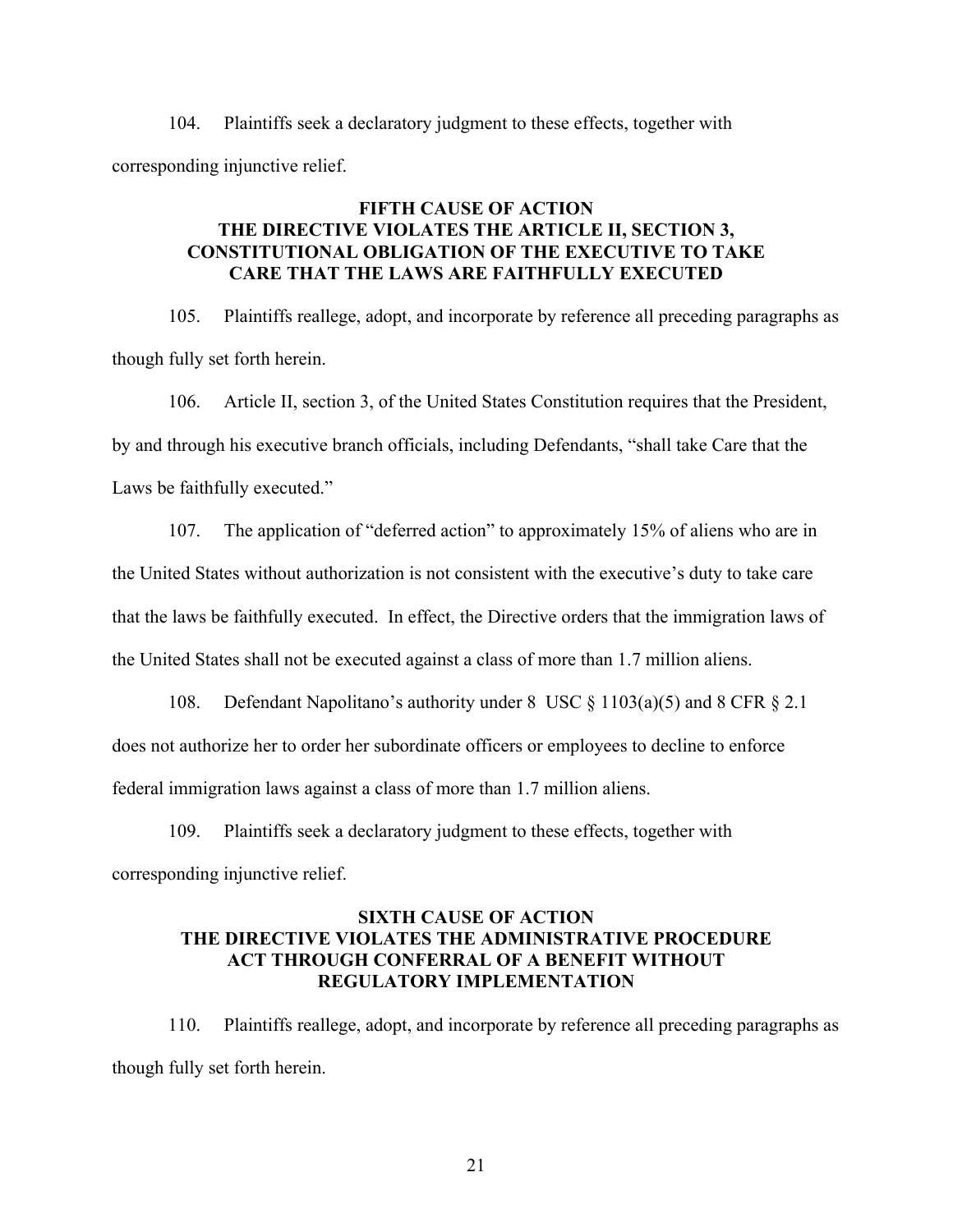104. Plaintiffs seek a declaratory judgment to these effects, together with corresponding injunctive relief.

## FIFTH CAUSE OF ACTION
## THE DIRECTIVE VIOLATES THE ARTICLE II, SECTION 3, CONSTITUTIONAL OBLIGATION OF THE EXECUTIVE TO TAKE CARE THAT THE LAWS ARE FAITHFULLY EXECUTED

105. Plaintiffs reallege, adopt, and incorporate by reference all preceding paragraphs as though fully set forth herein.

106. Article II, section 3, of the United States Constitution requires that the President, by and through his executive branch officials, including Defendants, "shall take Care that the Laws be faithfully executed."

107. The application of "deferred action" to approximately 15% of aliens who are in the United States without authorization is not consistent with the executive's duty to take care that the laws be faithfully executed. In effect, the Directive orders that the immigration laws of the United States shall not be executed against a class of more than 1.7 million aliens.

108. Defendant Napolitano's authority under 8 USC § 1103(a)(5) and 8 CFR § 2.1 does not authorize her to order her subordinate officers or employees to decline to enforce federal immigration laws against a class of more than 1.7 million aliens.

109. Plaintiffs seek a declaratory judgment to these effects, together with corresponding injunctive relief.

## SIXTH CAUSE OF ACTION
## THE DIRECTIVE VIOLATES THE ADMINISTRATIVE PROCEDURE ACT THROUGH CONFERRAL OF A BENEFIT WITHOUT REGULATORY IMPLEMENTATION

110. Plaintiffs reallege, adopt, and incorporate by reference all preceding paragraphs as though fully set forth herein.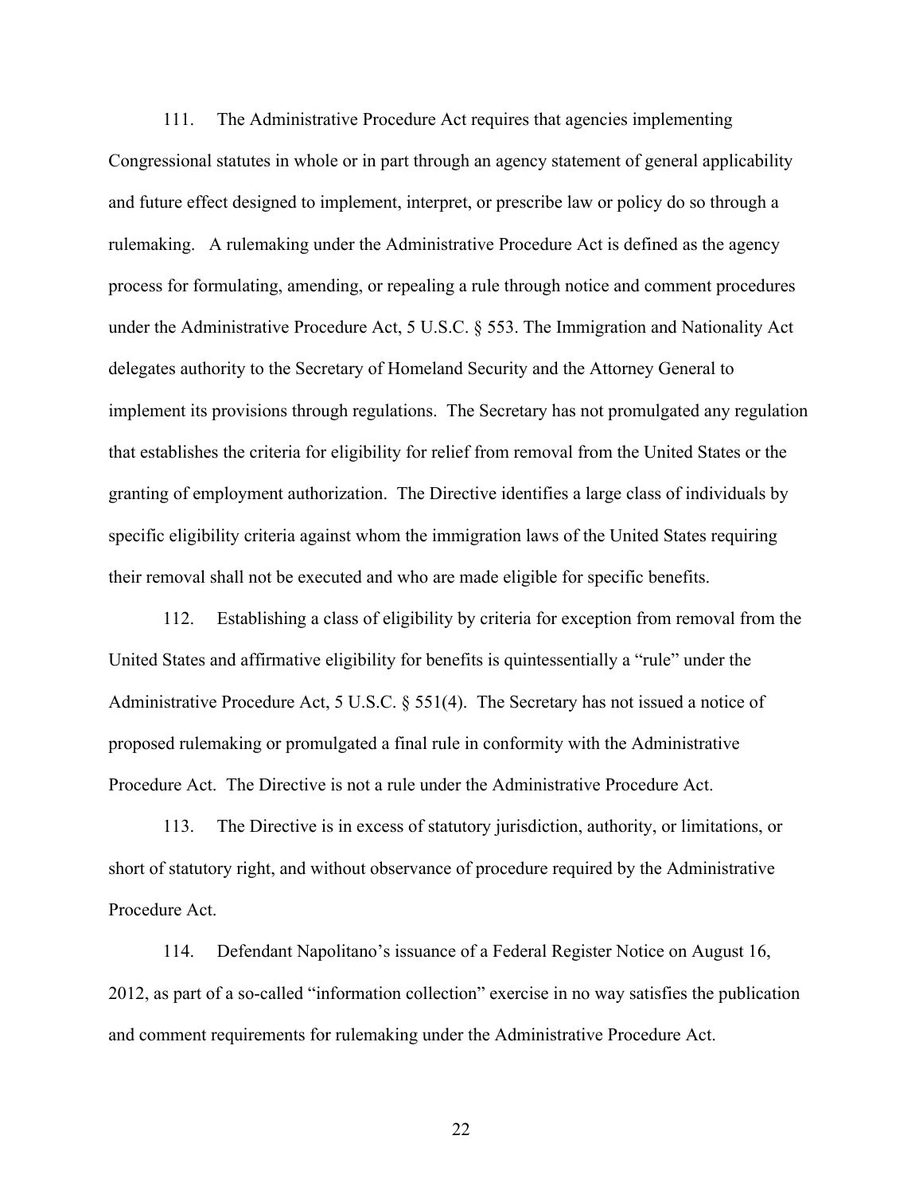111. The Administrative Procedure Act requires that agencies implementing Congressional statutes in whole or in part through an agency statement of general applicability and future effect designed to implement, interpret, or prescribe law or policy do so through a rulemaking. A rulemaking under the Administrative Procedure Act is defined as the agency process for formulating, amending, or repealing a rule through notice and comment procedures under the Administrative Procedure Act, 5 U.S.C. § 553. The Immigration and Nationality Act delegates authority to the Secretary of Homeland Security and the Attorney General to implement its provisions through regulations. The Secretary has not promulgated any regulation that establishes the criteria for eligibility for relief from removal from the United States or the granting of employment authorization. The Directive identifies a large class of individuals by specific eligibility criteria against whom the immigration laws of the United States requiring their removal shall not be executed and who are made eligible for specific benefits.

112. Establishing a class of eligibility by criteria for exception from removal from the United States and affirmative eligibility for benefits is quintessentially a "rule" under the Administrative Procedure Act, 5 U.S.C. § 551(4). The Secretary has not issued a notice of proposed rulemaking or promulgated a final rule in conformity with the Administrative Procedure Act. The Directive is not a rule under the Administrative Procedure Act.

113. The Directive is in excess of statutory jurisdiction, authority, or limitations, or short of statutory right, and without observance of procedure required by the Administrative Procedure Act.

114. Defendant Napolitano's issuance of a Federal Register Notice on August 16, 2012, as part of a so-called "information collection" exercise in no way satisfies the publication and comment requirements for rulemaking under the Administrative Procedure Act.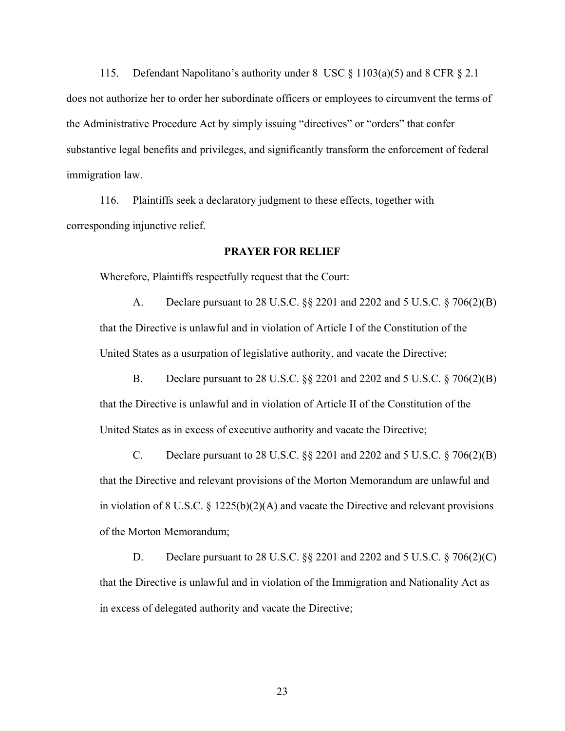115. Defendant Napolitano's authority under 8 USC § 1103(a)(5) and 8 CFR § 2.1 does not authorize her to order her subordinate officers or employees to circumvent the terms of the Administrative Procedure Act by simply issuing "directives" or "orders" that confer substantive legal benefits and privileges, and significantly transform the enforcement of federal immigration law.

116. Plaintiffs seek a declaratory judgment to these effects, together with corresponding injunctive relief.

**PRAYER FOR RELIEF**

Wherefore, Plaintiffs respectfully request that the Court:

A. Declare pursuant to 28 U.S.C. §§ 2201 and 2202 and 5 U.S.C. § 706(2)(B) that the Directive is unlawful and in violation of Article I of the Constitution of the United States as a usurpation of legislative authority, and vacate the Directive;

B. Declare pursuant to 28 U.S.C. §§ 2201 and 2202 and 5 U.S.C. § 706(2)(B) that the Directive is unlawful and in violation of Article II of the Constitution of the United States as in excess of executive authority and vacate the Directive;

C. Declare pursuant to 28 U.S.C. §§ 2201 and 2202 and 5 U.S.C. § 706(2)(B) that the Directive and relevant provisions of the Morton Memorandum are unlawful and in violation of 8 U.S.C. § 1225(b)(2)(A) and vacate the Directive and relevant provisions of the Morton Memorandum;

D. Declare pursuant to 28 U.S.C. §§ 2201 and 2202 and 5 U.S.C. § 706(2)(C) that the Directive is unlawful and in violation of the Immigration and Nationality Act as in excess of delegated authority and vacate the Directive;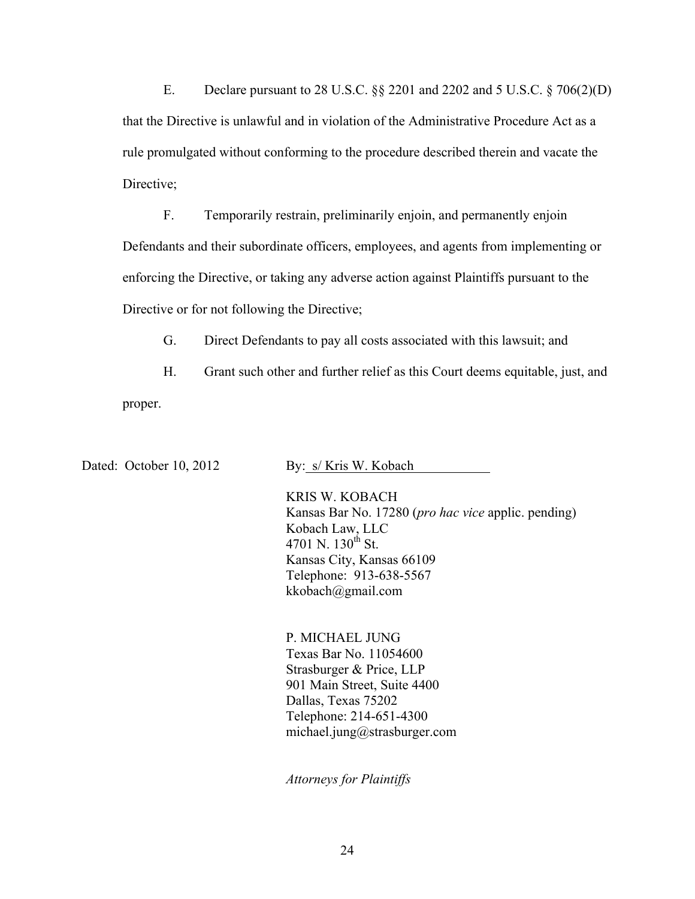E. Declare pursuant to 28 U.S.C. §§ 2201 and 2202 and 5 U.S.C. § 706(2)(D) that the Directive is unlawful and in violation of the Administrative Procedure Act as a rule promulgated without conforming to the procedure described therein and vacate the Directive;

F. Temporarily restrain, preliminarily enjoin, and permanently enjoin Defendants and their subordinate officers, employees, and agents from implementing or enforcing the Directive, or taking any adverse action against Plaintiffs pursuant to the Directive or for not following the Directive;

G. Direct Defendants to pay all costs associated with this lawsuit; and

H. Grant such other and further relief as this Court deems equitable, just, and proper.

Dated: October 10, 2012

By: s/ Kris W. Kobach

KRIS W. KOBACH
Kansas Bar No. 17280 (*pro hac vice* applic. pending)
Kobach Law, LLC
4701 N. 130th St.
Kansas City, Kansas 66109
Telephone: 913-638-5567
kkobach@gmail.com

P. MICHAEL JUNG
Texas Bar No. 11054600
Strasburger & Price, LLP
901 Main Street, Suite 4400
Dallas, Texas 75202
Telephone: 214-651-4300
michael.jung@strasburger.com

*Attorneys for Plaintiffs*